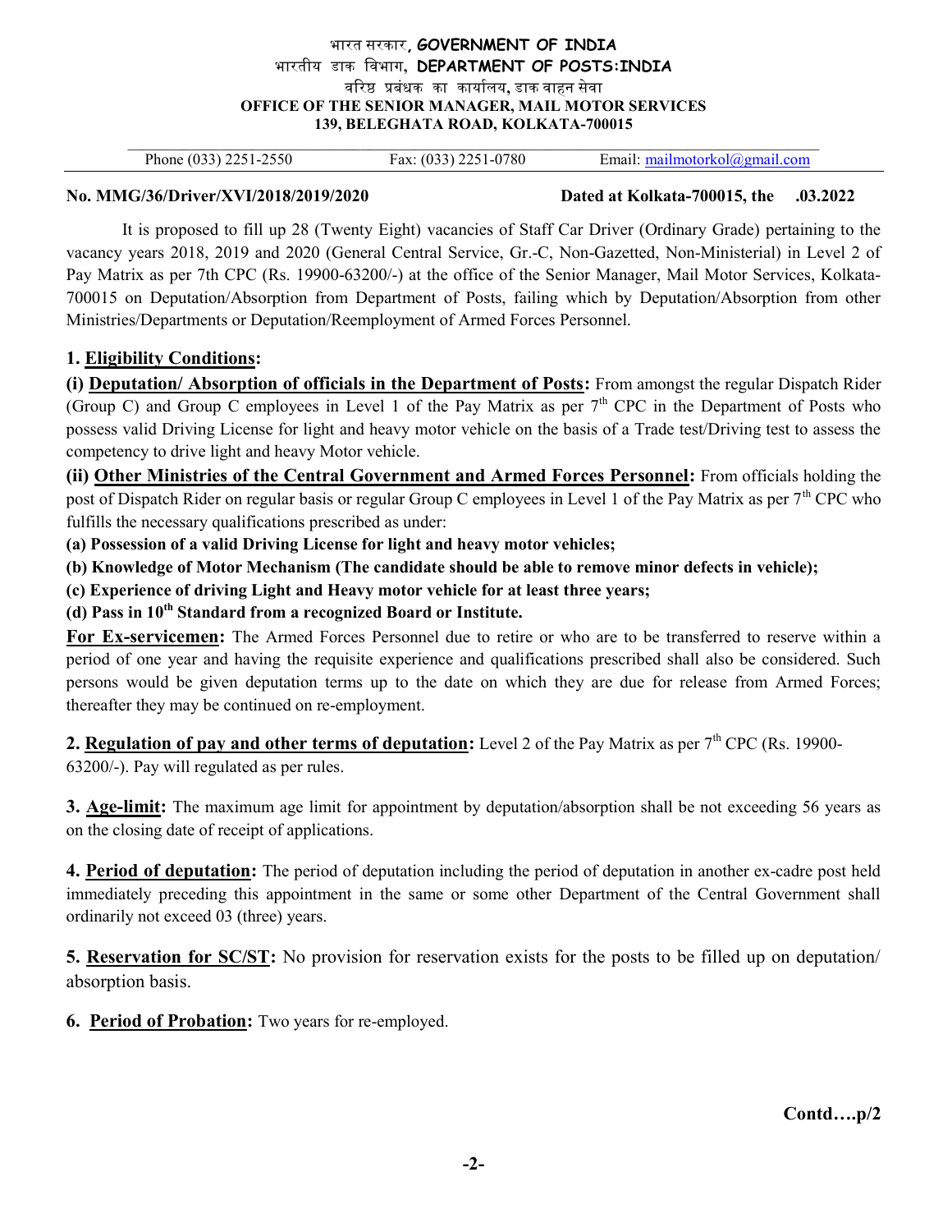भारत सरकार, **GOVERNMENT OF INDIA**
भारतीय डाक विभाग, **DEPARTMENT OF POSTS:INDIA**
वरिष्ठ प्रबंधक का कार्यालय, डाक वाहन सेवा
**OFFICE OF THE SENIOR MANAGER, MAIL MOTOR SERVICES**
**139, BELEGHATA ROAD, KOLKATA-700015**

Phone (033) 2251-2550 Fax: (033) 2251-0780 Email: mailmotorkol@gmail.com

**No. MMG/36/Driver/XVI/2018/2019/2020** **Dated at Kolkata-700015, the .03.2022**

It is proposed to fill up 28 (Twenty Eight) vacancies of Staff Car Driver (Ordinary Grade) pertaining to the vacancy years 2018, 2019 and 2020 (General Central Service, Gr.-C, Non-Gazetted, Non-Ministerial) in Level 2 of Pay Matrix as per 7th CPC (Rs. 19900-63200/-) at the office of the Senior Manager, Mail Motor Services, Kolkata-700015 on Deputation/Absorption from Department of Posts, failing which by Deputation/Absorption from other Ministries/Departments or Deputation/Reemployment of Armed Forces Personnel.

**1. Eligibility Conditions:**

**(i) Deputation/ Absorption of officials in the Department of Posts:** From amongst the regular Dispatch Rider (Group C) and Group C employees in Level 1 of the Pay Matrix as per 7th CPC in the Department of Posts who possess valid Driving License for light and heavy motor vehicle on the basis of a Trade test/Driving test to assess the competency to drive light and heavy Motor vehicle.

**(ii) Other Ministries of the Central Government and Armed Forces Personnel:** From officials holding the post of Dispatch Rider on regular basis or regular Group C employees in Level 1 of the Pay Matrix as per 7th CPC who fulfills the necessary qualifications prescribed as under:

**(a) Possession of a valid Driving License for light and heavy motor vehicles;**

**(b) Knowledge of Motor Mechanism (The candidate should be able to remove minor defects in vehicle);**

**(c) Experience of driving Light and Heavy motor vehicle for at least three years;**

**(d) Pass in 10th Standard from a recognized Board or Institute.**

**For Ex-servicemen:** The Armed Forces Personnel due to retire or who are to be transferred to reserve within a period of one year and having the requisite experience and qualifications prescribed shall also be considered. Such persons would be given deputation terms up to the date on which they are due for release from Armed Forces; thereafter they may be continued on re-employment.

**2. Regulation of pay and other terms of deputation:** Level 2 of the Pay Matrix as per 7th CPC (Rs. 19900-63200/-). Pay will regulated as per rules.

**3. Age-limit:** The maximum age limit for appointment by deputation/absorption shall be not exceeding 56 years as on the closing date of receipt of applications.

**4. Period of deputation:** The period of deputation including the period of deputation in another ex-cadre post held immediately preceding this appointment in the same or some other Department of the Central Government shall ordinarily not exceed 03 (three) years.

**5. Reservation for SC/ST:** No provision for reservation exists for the posts to be filled up on deputation/ absorption basis.

**6. Period of Probation:** Two years for re-employed.

**Contd….p/2**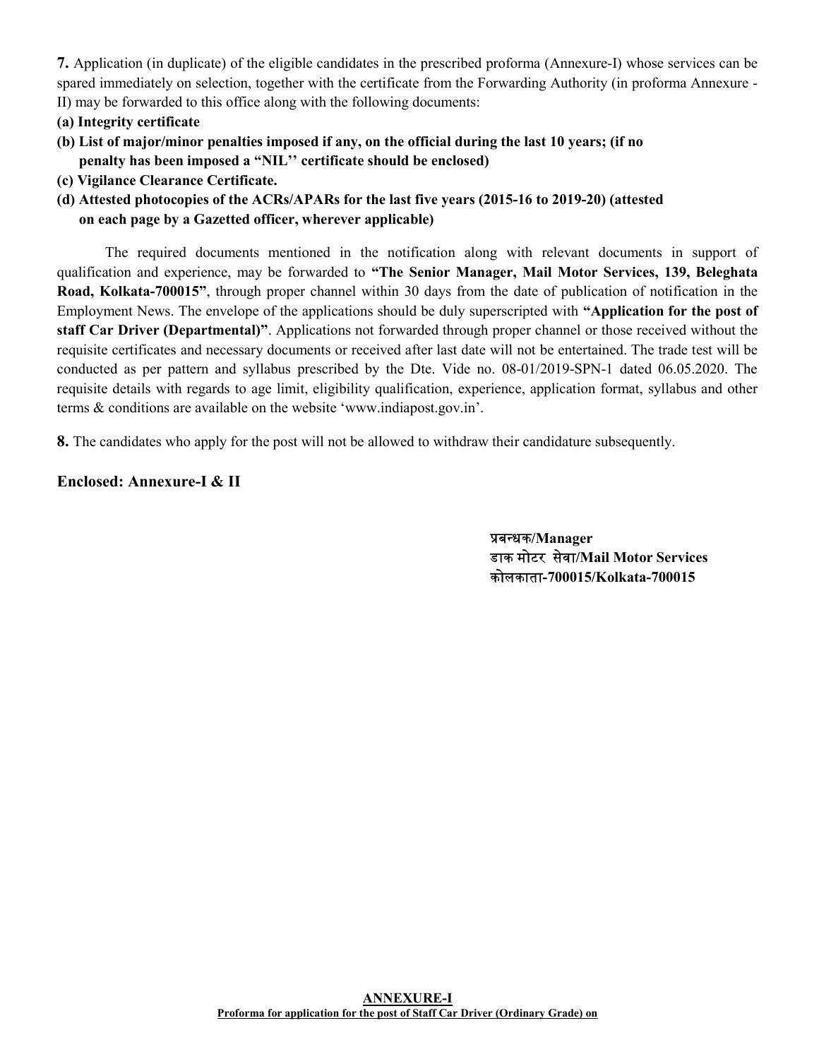**7.** Application (in duplicate) of the eligible candidates in the prescribed proforma (Annexure-I) whose services can be spared immediately on selection, together with the certificate from the Forwarding Authority (in proforma Annexure - II) may be forwarded to this office along with the following documents:

**(a) Integrity certificate**

**(b) List of major/minor penalties imposed if any, on the official during the last 10 years; (if no penalty has been imposed a "NIL'' certificate should be enclosed)**

**(c) Vigilance Clearance Certificate.**

**(d) Attested photocopies of the ACRs/APARs for the last five years (2015-16 to 2019-20) (attested on each page by a Gazetted officer, wherever applicable)**

The required documents mentioned in the notification along with relevant documents in support of qualification and experience, may be forwarded to **"The Senior Manager, Mail Motor Services, 139, Beleghata Road, Kolkata-700015"**, through proper channel within 30 days from the date of publication of notification in the Employment News. The envelope of the applications should be duly superscripted with **"Application for the post of staff Car Driver (Departmental)"**. Applications not forwarded through proper channel or those received without the requisite certificates and necessary documents or received after last date will not be entertained. The trade test will be conducted as per pattern and syllabus prescribed by the Dte. Vide no. 08-01/2019-SPN-1 dated 06.05.2020. The requisite details with regards to age limit, eligibility qualification, experience, application format, syllabus and other terms & conditions are available on the website 'www.indiapost.gov.in'.

**8.** The candidates who apply for the post will not be allowed to withdraw their candidature subsequently.

**Enclosed: Annexure-I & II**

**प्रबन्धक/Manager**
**डाक मोटर सेवा/Mail Motor Services**
**कोलकाता-700015/Kolkata-700015**

**ANNEXURE-I**

**Proforma for application for the post of Staff Car Driver (Ordinary Grade) on**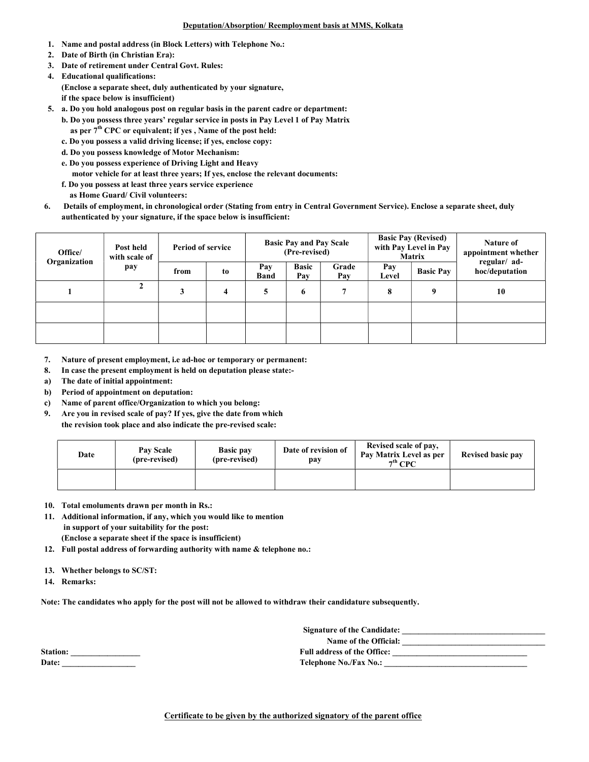<u>**Deputation/Absorption/ Reemployment basis at MMS, Kolkata**</u>

1. **Name and postal address (in Block Letters) with Telephone No.:**
2. **Date of Birth (in Christian Era):**
3. **Date of retirement under Central Govt. Rules:**
4. **Educational qualifications:**
   **(Enclose a separate sheet, duly authenticated by your signature, if the space below is insufficient)**
5. **a. Do you hold analogous post on regular basis in the parent cadre or department:**
   **b. Do you possess three years' regular service in posts in Pay Level 1 of Pay Matrix as per 7th CPC or equivalent; if yes , Name of the post held:**
   **c. Do you possess a valid driving license; if yes, enclose copy:**
   **d. Do you possess knowledge of Motor Mechanism:**
   **e. Do you possess experience of Driving Light and Heavy motor vehicle for at least three years; If yes, enclose the relevant documents:**
   **f. Do you possess at least three years service experience as Home Guard/ Civil volunteers:**
6. **Details of employment, in chronological order (Stating from entry in Central Government Service). Enclose a separate sheet, duly authenticated by your signature, if the space below is insufficient:**

| Office/ Organization | Post held with scale of pay | Period of service | | Basic Pay and Pay Scale (Pre-revised) | | | Basic Pay (Revised) with Pay Level in Pay Matrix | | Nature of appointment whether regular/ ad-hoc/deputation |
|---|---|---|---|---|---|---|---|---|---|
| | | from | to | Pay Band | Basic Pay | Grade Pay | Pay Level | Basic Pay | |
| 1 | 2 | 3 | 4 | 5 | 6 | 7 | 8 | 9 | 10 |
| | | | | | | | | | |
| | | | | | | | | | |

7. **Nature of present employment, i.e ad-hoc or temporary or permanent:**
8. **In case the present employment is held on deputation please state:-**

a) **The date of initial appointment:**
b) **Period of appointment on deputation:**
c) **Name of parent office/Organization to which you belong:**

9. **Are you in revised scale of pay? If yes, give the date from which the revision took place and also indicate the pre-revised scale:**

| Date | Pay Scale (pre-revised) | Basic pay (pre-revised) | Date of revision of pay | Revised scale of pay, Pay Matrix Level as per 7th CPC | Revised basic pay |
|---|---|---|---|---|---|
| | | | | | |

10. **Total emoluments drawn per month in Rs.:**
11. **Additional information, if any, which you would like to mention in support of your suitability for the post:**
    **(Enclose a separate sheet if the space is insufficient)**
12. **Full postal address of forwarding authority with name & telephone no.:**
13. **Whether belongs to SC/ST:**
14. **Remarks:**

**Note: The candidates who apply for the post will not be allowed to withdraw their candidature subsequently.**

**Signature of the Candidate:** ____________________________________
**Name of the Official:** ____________________________________
**Station:** _________________ **Full address of the Office:** ____________________________________
**Date:** __________________ **Telephone No./Fax No.:** ____________________________________

<u>**Certificate to be given by the authorized signatory of the parent office**</u>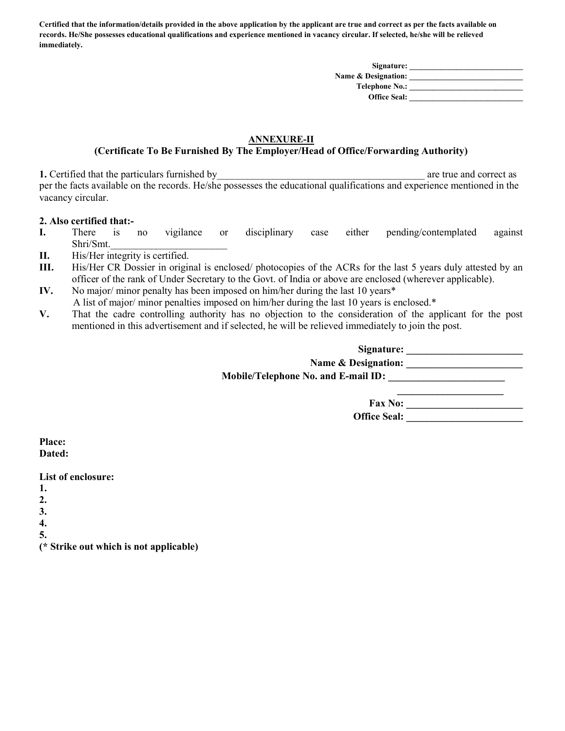**Certified that the information/details provided in the above application by the applicant are true and correct as per the facts available on records. He/She possesses educational qualifications and experience mentioned in vacancy circular. If selected, he/she will be relieved immediately.**

**Signature:** ____________________________
**Name & Designation:** ____________________________
**Telephone No.:** ____________________________
**Office Seal:** ____________________________

## ANNEXURE-II

## (Certificate To Be Furnished By The Employer/Head of Office/Forwarding Authority)

**1.** Certified that the particulars furnished by__________________________________________ are true and correct as per the facts available on the records. He/she possesses the educational qualifications and experience mentioned in the vacancy circular.

**2. Also certified that:-**

**I.** There is no vigilance or disciplinary case either pending/contemplated against Shri/Smt.______________________

**II.** His/Her integrity is certified.

**III.** His/Her CR Dossier in original is enclosed/ photocopies of the ACRs for the last 5 years duly attested by an officer of the rank of Under Secretary to the Govt. of India or above are enclosed (wherever applicable).

**IV.** No major/ minor penalty has been imposed on him/her during the last 10 years*
A list of major/ minor penalties imposed on him/her during the last 10 years is enclosed.*

**V.** That the cadre controlling authority has no objection to the consideration of the applicant for the post mentioned in this advertisement and if selected, he will be relieved immediately to join the post.

**Signature:** _______________________
**Name & Designation:** _______________________
**Mobile/Telephone No. and E-mail ID:** _______________________
_____________________
**Fax No:** _______________________
**Office Seal:** _______________________

**Place:**
**Dated:**

**List of enclosure:**
**1.**
**2.**
**3.**
**4.**
**5.**
**(* Strike out which is not applicable)**